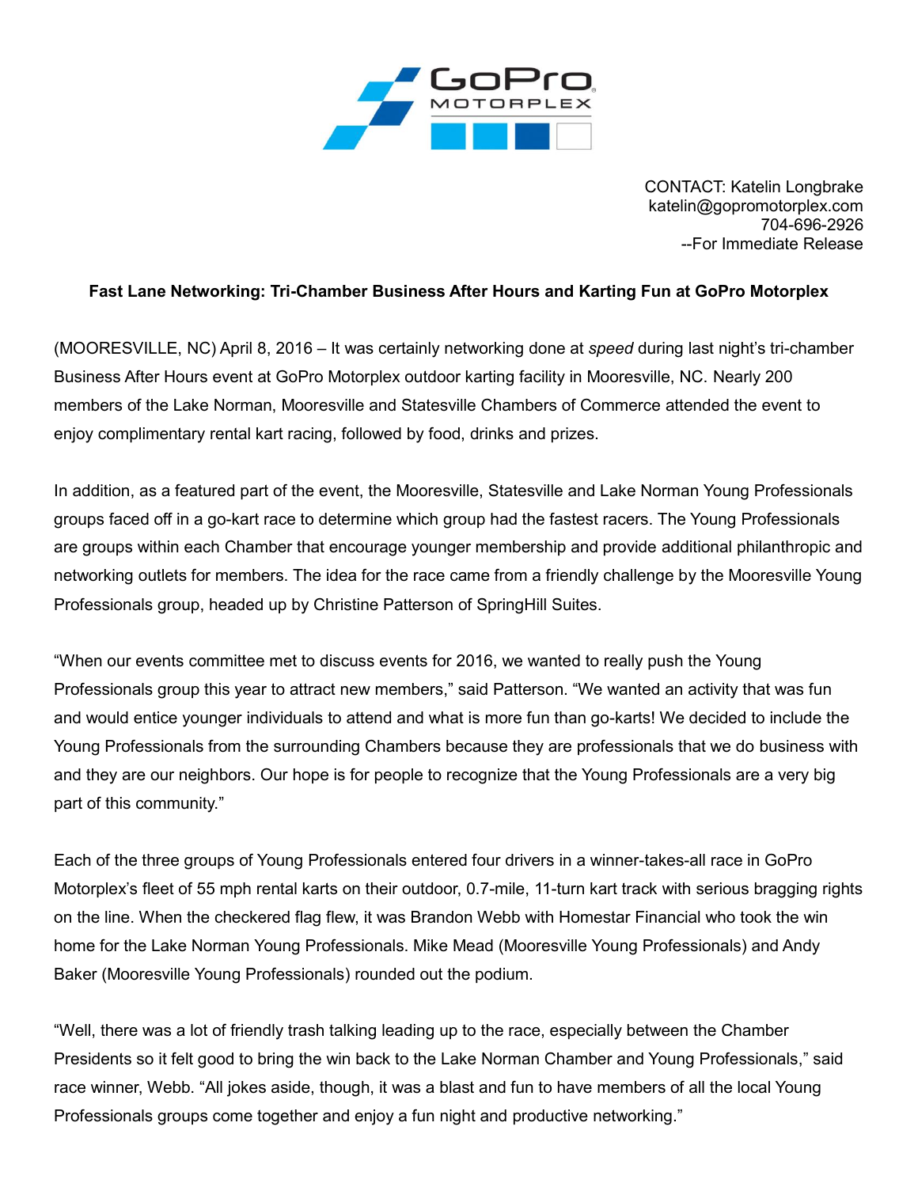CONTACT: Katelin Longbrake
katelin@gopromotorplex.com
704-696-2926
--For Immediate Release

**Fast Lane Networking: Tri-Chamber Business After Hours and Karting Fun at GoPro Motorplex**

(MOORESVILLE, NC) April 8, 2016 – It was certainly networking done at *speed* during last night's tri-chamber Business After Hours event at GoPro Motorplex outdoor karting facility in Mooresville, NC. Nearly 200 members of the Lake Norman, Mooresville and Statesville Chambers of Commerce attended the event to enjoy complimentary rental kart racing, followed by food, drinks and prizes.

In addition, as a featured part of the event, the Mooresville, Statesville and Lake Norman Young Professionals groups faced off in a go-kart race to determine which group had the fastest racers. The Young Professionals are groups within each Chamber that encourage younger membership and provide additional philanthropic and networking outlets for members. The idea for the race came from a friendly challenge by the Mooresville Young Professionals group, headed up by Christine Patterson of SpringHill Suites.

"When our events committee met to discuss events for 2016, we wanted to really push the Young Professionals group this year to attract new members," said Patterson. "We wanted an activity that was fun and would entice younger individuals to attend and what is more fun than go-karts! We decided to include the Young Professionals from the surrounding Chambers because they are professionals that we do business with and they are our neighbors. Our hope is for people to recognize that the Young Professionals are a very big part of this community."

Each of the three groups of Young Professionals entered four drivers in a winner-takes-all race in GoPro Motorplex's fleet of 55 mph rental karts on their outdoor, 0.7-mile, 11-turn kart track with serious bragging rights on the line. When the checkered flag flew, it was Brandon Webb with Homestar Financial who took the win home for the Lake Norman Young Professionals. Mike Mead (Mooresville Young Professionals) and Andy Baker (Mooresville Young Professionals) rounded out the podium.

"Well, there was a lot of friendly trash talking leading up to the race, especially between the Chamber Presidents so it felt good to bring the win back to the Lake Norman Chamber and Young Professionals," said race winner, Webb. "All jokes aside, though, it was a blast and fun to have members of all the local Young Professionals groups come together and enjoy a fun night and productive networking."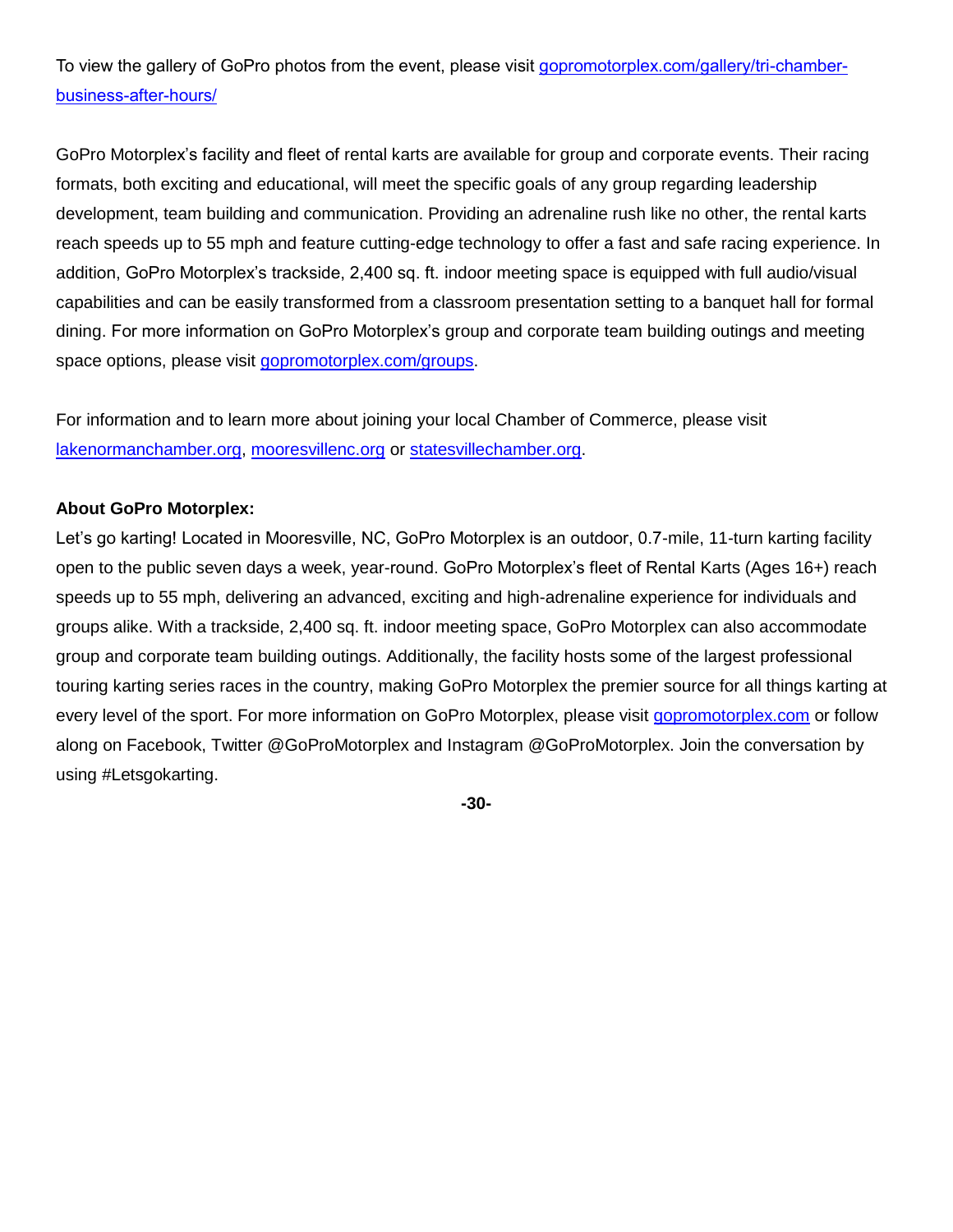To view the gallery of GoPro photos from the event, please visit [gopromotorplex.com/gallery/tri-chamber-business-after-hours/](gopromotorplex.com/gallery/tri-chamber-business-after-hours/)

GoPro Motorplex's facility and fleet of rental karts are available for group and corporate events. Their racing formats, both exciting and educational, will meet the specific goals of any group regarding leadership development, team building and communication. Providing an adrenaline rush like no other, the rental karts reach speeds up to 55 mph and feature cutting-edge technology to offer a fast and safe racing experience. In addition, GoPro Motorplex's trackside, 2,400 sq. ft. indoor meeting space is equipped with full audio/visual capabilities and can be easily transformed from a classroom presentation setting to a banquet hall for formal dining. For more information on GoPro Motorplex's group and corporate team building outings and meeting space options, please visit [gopromotorplex.com/groups](gopromotorplex.com/groups).

For information and to learn more about joining your local Chamber of Commerce, please visit [lakenormanchamber.org](lakenormanchamber.org), [mooresvillenc.org](mooresvillenc.org) or [statesvillechamber.org](statesvillechamber.org).

**About GoPro Motorplex:**

Let's go karting! Located in Mooresville, NC, GoPro Motorplex is an outdoor, 0.7-mile, 11-turn karting facility open to the public seven days a week, year-round. GoPro Motorplex's fleet of Rental Karts (Ages 16+) reach speeds up to 55 mph, delivering an advanced, exciting and high-adrenaline experience for individuals and groups alike. With a trackside, 2,400 sq. ft. indoor meeting space, GoPro Motorplex can also accommodate group and corporate team building outings. Additionally, the facility hosts some of the largest professional touring karting series races in the country, making GoPro Motorplex the premier source for all things karting at every level of the sport. For more information on GoPro Motorplex, please visit [gopromotorplex.com](gopromotorplex.com) or follow along on Facebook, Twitter @GoProMotorplex and Instagram @GoProMotorplex. Join the conversation by using #Letsgokarting.

**-30-**